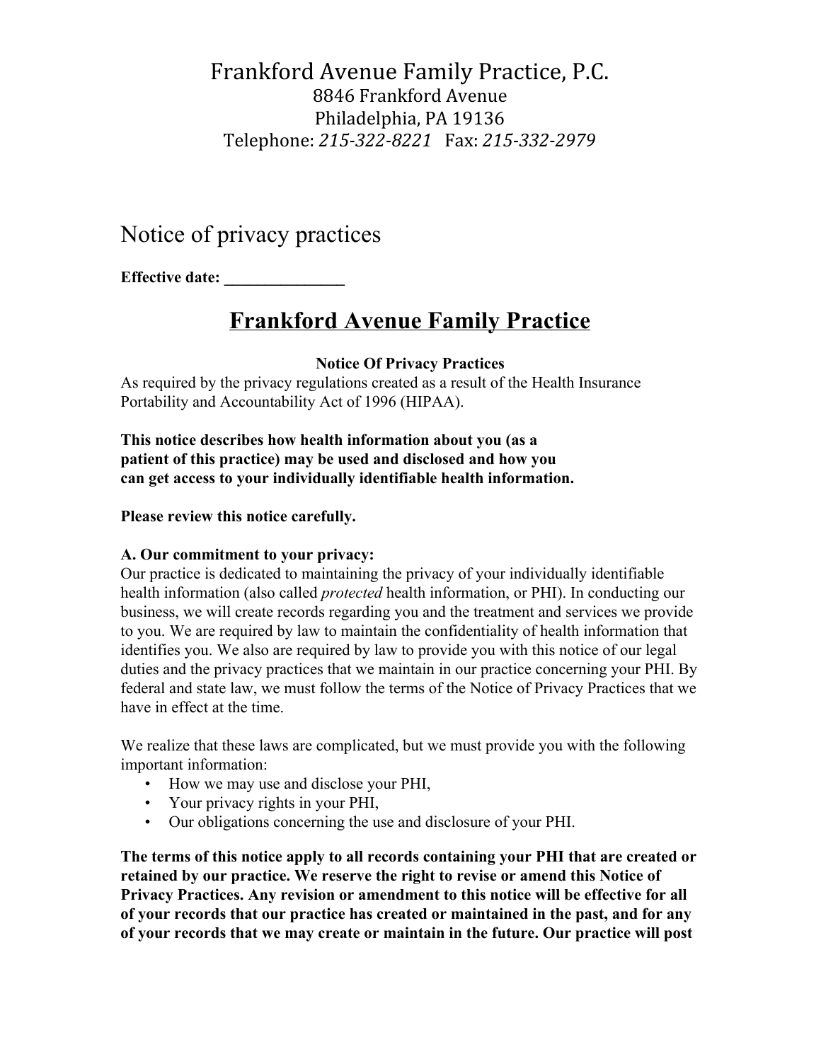# Frankford Avenue Family Practice, P.C.

8846 Frankford Avenue
Philadelphia, PA 19136
Telephone: *215-322-8221* Fax: *215-332-2979*

## Notice of privacy practices

**Effective date: _______________**

# Frankford Avenue Family Practice

**Notice Of Privacy Practices**

As required by the privacy regulations created as a result of the Health Insurance Portability and Accountability Act of 1996 (HIPAA).

**This notice describes how health information about you (as a patient of this practice) may be used and disclosed and how you can get access to your individually identifiable health information.**

**Please review this notice carefully.**

**A. Our commitment to your privacy:**

Our practice is dedicated to maintaining the privacy of your individually identifiable health information (also called *protected* health information, or PHI). In conducting our business, we will create records regarding you and the treatment and services we provide to you. We are required by law to maintain the confidentiality of health information that identifies you. We also are required by law to provide you with this notice of our legal duties and the privacy practices that we maintain in our practice concerning your PHI. By federal and state law, we must follow the terms of the Notice of Privacy Practices that we have in effect at the time.

We realize that these laws are complicated, but we must provide you with the following important information:

- How we may use and disclose your PHI,
- Your privacy rights in your PHI,
- Our obligations concerning the use and disclosure of your PHI.

**The terms of this notice apply to all records containing your PHI that are created or retained by our practice. We reserve the right to revise or amend this Notice of Privacy Practices. Any revision or amendment to this notice will be effective for all of your records that our practice has created or maintained in the past, and for any of your records that we may create or maintain in the future. Our practice will post**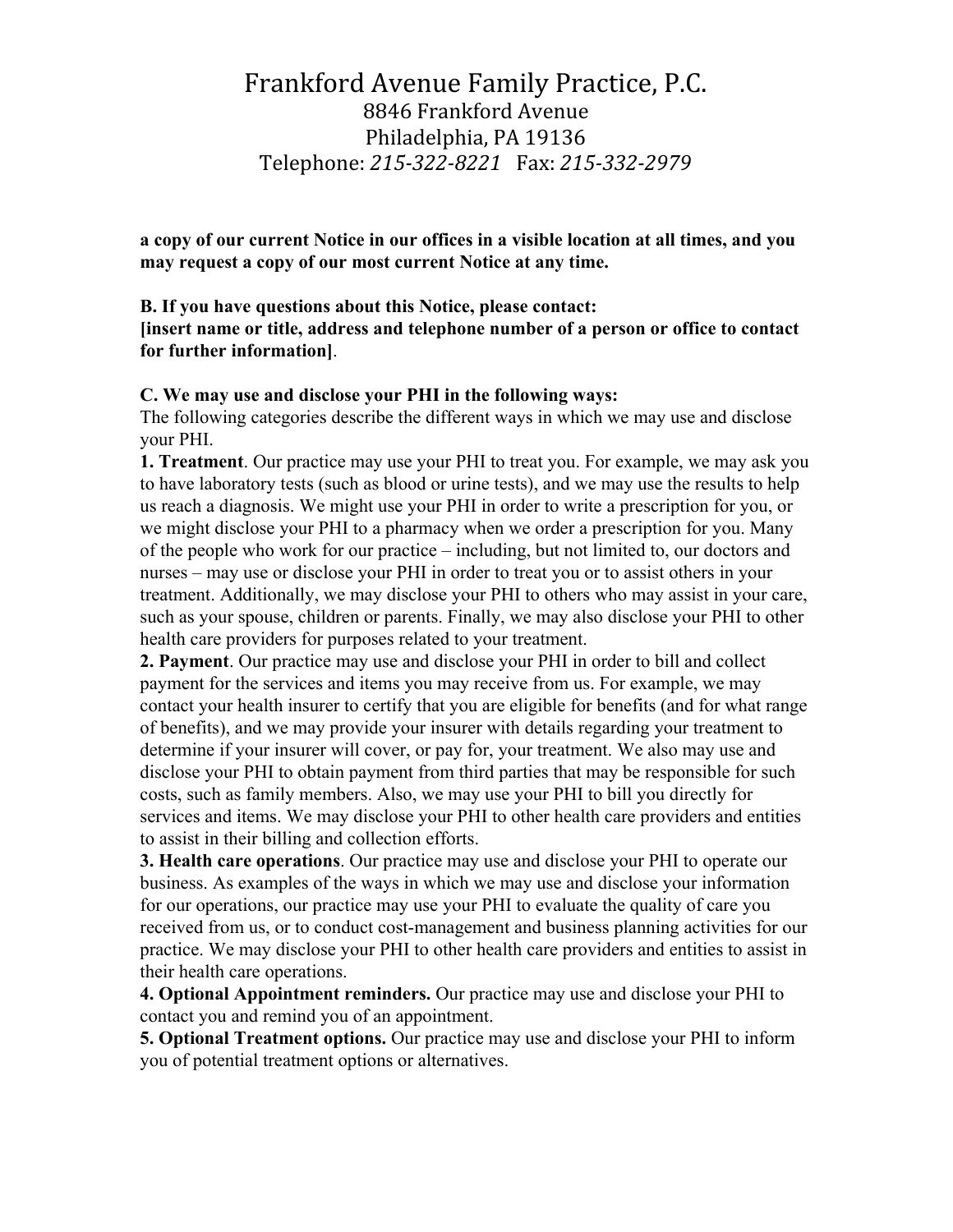**a copy of our current Notice in our offices in a visible location at all times, and you may request a copy of our most current Notice at any time.**

**B. If you have questions about this Notice, please contact:**
**[insert name or title, address and telephone number of a person or office to contact for further information]**.

**C. We may use and disclose your PHI in the following ways:**
The following categories describe the different ways in which we may use and disclose your PHI.

**1. Treatment**. Our practice may use your PHI to treat you. For example, we may ask you to have laboratory tests (such as blood or urine tests), and we may use the results to help us reach a diagnosis. We might use your PHI in order to write a prescription for you, or we might disclose your PHI to a pharmacy when we order a prescription for you. Many of the people who work for our practice – including, but not limited to, our doctors and nurses – may use or disclose your PHI in order to treat you or to assist others in your treatment. Additionally, we may disclose your PHI to others who may assist in your care, such as your spouse, children or parents. Finally, we may also disclose your PHI to other health care providers for purposes related to your treatment.

**2. Payment**. Our practice may use and disclose your PHI in order to bill and collect payment for the services and items you may receive from us. For example, we may contact your health insurer to certify that you are eligible for benefits (and for what range of benefits), and we may provide your insurer with details regarding your treatment to determine if your insurer will cover, or pay for, your treatment. We also may use and disclose your PHI to obtain payment from third parties that may be responsible for such costs, such as family members. Also, we may use your PHI to bill you directly for services and items. We may disclose your PHI to other health care providers and entities to assist in their billing and collection efforts.

**3. Health care operations**. Our practice may use and disclose your PHI to operate our business. As examples of the ways in which we may use and disclose your information for our operations, our practice may use your PHI to evaluate the quality of care you received from us, or to conduct cost-management and business planning activities for our practice. We may disclose your PHI to other health care providers and entities to assist in their health care operations.

**4. Optional Appointment reminders.** Our practice may use and disclose your PHI to contact you and remind you of an appointment.

**5. Optional Treatment options.** Our practice may use and disclose your PHI to inform you of potential treatment options or alternatives.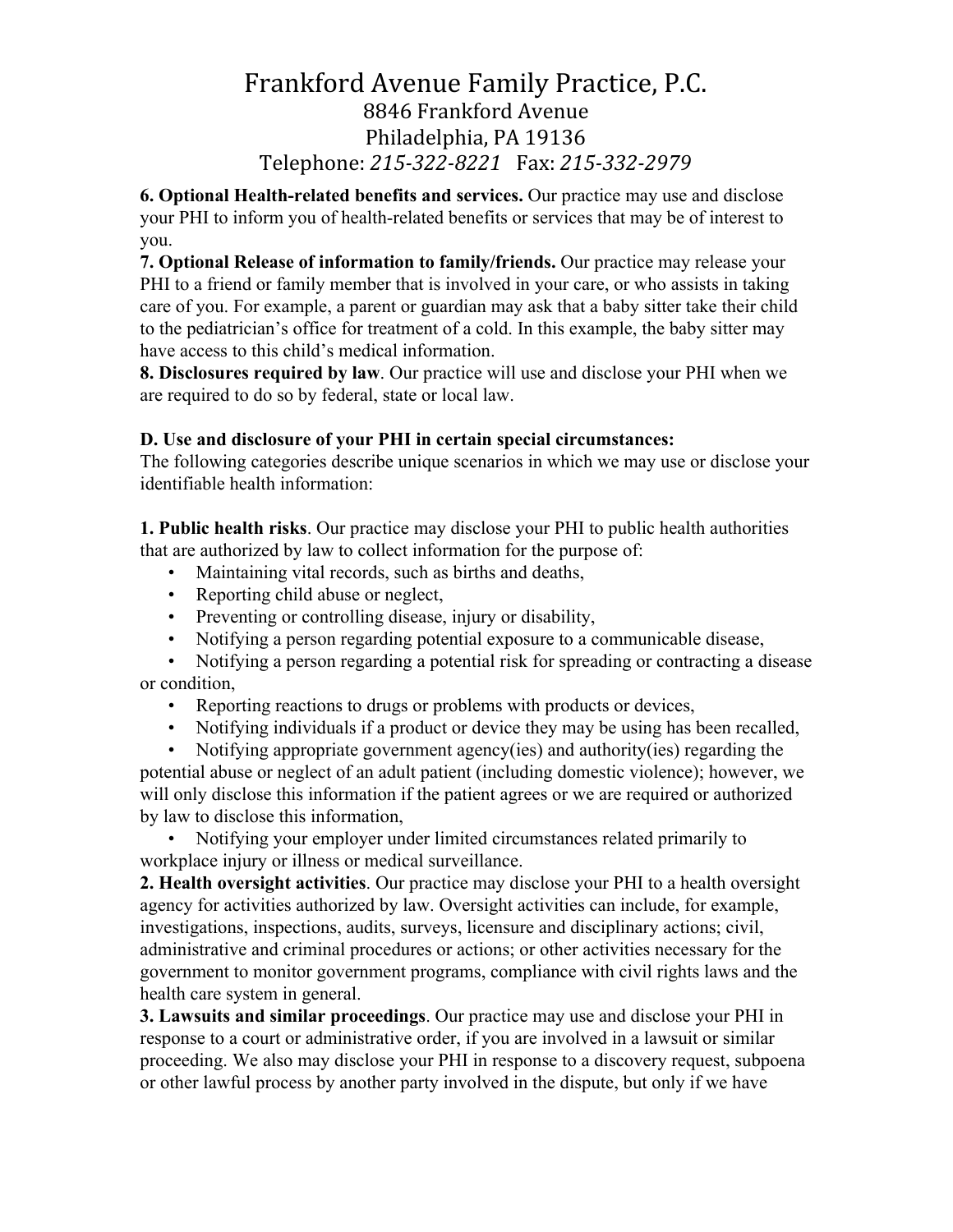# Frankford Avenue Family Practice, P.C.

8846 Frankford Avenue
Philadelphia, PA 19136
Telephone: *215-322-8221* Fax: *215-332-2979*

**6. Optional Health-related benefits and services.** Our practice may use and disclose your PHI to inform you of health-related benefits or services that may be of interest to you.

**7. Optional Release of information to family/friends.** Our practice may release your PHI to a friend or family member that is involved in your care, or who assists in taking care of you. For example, a parent or guardian may ask that a baby sitter take their child to the pediatrician's office for treatment of a cold. In this example, the baby sitter may have access to this child's medical information.

**8. Disclosures required by law**. Our practice will use and disclose your PHI when we are required to do so by federal, state or local law.

**D. Use and disclosure of your PHI in certain special circumstances:**

The following categories describe unique scenarios in which we may use or disclose your identifiable health information:

**1. Public health risks**. Our practice may disclose your PHI to public health authorities that are authorized by law to collect information for the purpose of:

- Maintaining vital records, such as births and deaths,
- Reporting child abuse or neglect,
- Preventing or controlling disease, injury or disability,
- Notifying a person regarding potential exposure to a communicable disease,
- Notifying a person regarding a potential risk for spreading or contracting a disease or condition,
- Reporting reactions to drugs or problems with products or devices,
- Notifying individuals if a product or device they may be using has been recalled,
- Notifying appropriate government agency(ies) and authority(ies) regarding the potential abuse or neglect of an adult patient (including domestic violence); however, we will only disclose this information if the patient agrees or we are required or authorized by law to disclose this information,
- Notifying your employer under limited circumstances related primarily to workplace injury or illness or medical surveillance.

**2. Health oversight activities**. Our practice may disclose your PHI to a health oversight agency for activities authorized by law. Oversight activities can include, for example, investigations, inspections, audits, surveys, licensure and disciplinary actions; civil, administrative and criminal procedures or actions; or other activities necessary for the government to monitor government programs, compliance with civil rights laws and the health care system in general.

**3. Lawsuits and similar proceedings**. Our practice may use and disclose your PHI in response to a court or administrative order, if you are involved in a lawsuit or similar proceeding. We also may disclose your PHI in response to a discovery request, subpoena or other lawful process by another party involved in the dispute, but only if we have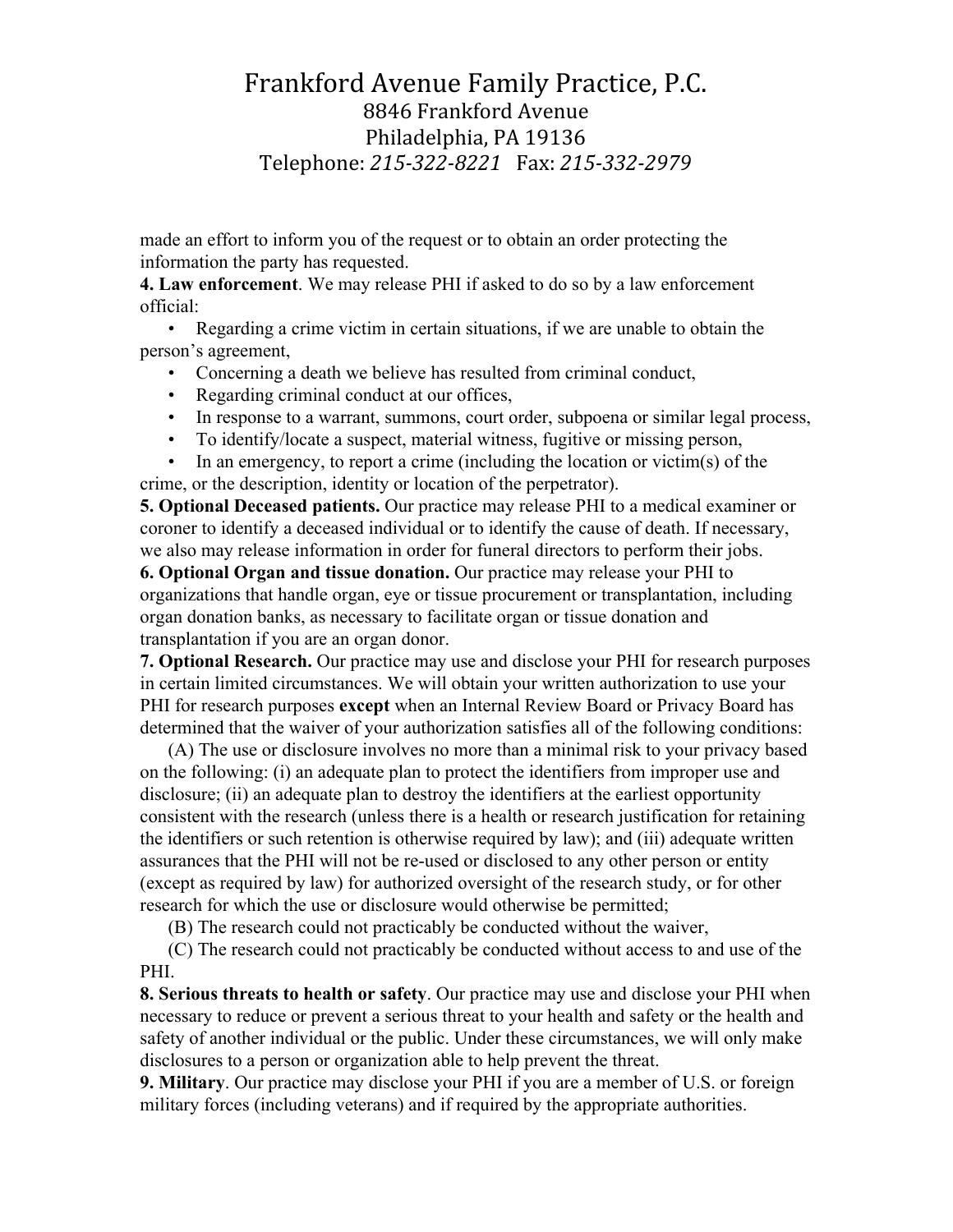made an effort to inform you of the request or to obtain an order protecting the information the party has requested.

**4. Law enforcement**. We may release PHI if asked to do so by a law enforcement official:

- Regarding a crime victim in certain situations, if we are unable to obtain the person's agreement,
- Concerning a death we believe has resulted from criminal conduct,
- Regarding criminal conduct at our offices,
- In response to a warrant, summons, court order, subpoena or similar legal process,
- To identify/locate a suspect, material witness, fugitive or missing person,
- In an emergency, to report a crime (including the location or victim(s) of the crime, or the description, identity or location of the perpetrator).

**5. Optional Deceased patients.** Our practice may release PHI to a medical examiner or coroner to identify a deceased individual or to identify the cause of death. If necessary, we also may release information in order for funeral directors to perform their jobs.

**6. Optional Organ and tissue donation.** Our practice may release your PHI to organizations that handle organ, eye or tissue procurement or transplantation, including organ donation banks, as necessary to facilitate organ or tissue donation and transplantation if you are an organ donor.

**7. Optional Research.** Our practice may use and disclose your PHI for research purposes in certain limited circumstances. We will obtain your written authorization to use your PHI for research purposes **except** when an Internal Review Board or Privacy Board has determined that the waiver of your authorization satisfies all of the following conditions:

(A) The use or disclosure involves no more than a minimal risk to your privacy based on the following: (i) an adequate plan to protect the identifiers from improper use and disclosure; (ii) an adequate plan to destroy the identifiers at the earliest opportunity consistent with the research (unless there is a health or research justification for retaining the identifiers or such retention is otherwise required by law); and (iii) adequate written assurances that the PHI will not be re-used or disclosed to any other person or entity (except as required by law) for authorized oversight of the research study, or for other research for which the use or disclosure would otherwise be permitted;

(B) The research could not practicably be conducted without the waiver,

(C) The research could not practicably be conducted without access to and use of the PHI.

**8. Serious threats to health or safety**. Our practice may use and disclose your PHI when necessary to reduce or prevent a serious threat to your health and safety or the health and safety of another individual or the public. Under these circumstances, we will only make disclosures to a person or organization able to help prevent the threat.

**9. Military**. Our practice may disclose your PHI if you are a member of U.S. or foreign military forces (including veterans) and if required by the appropriate authorities.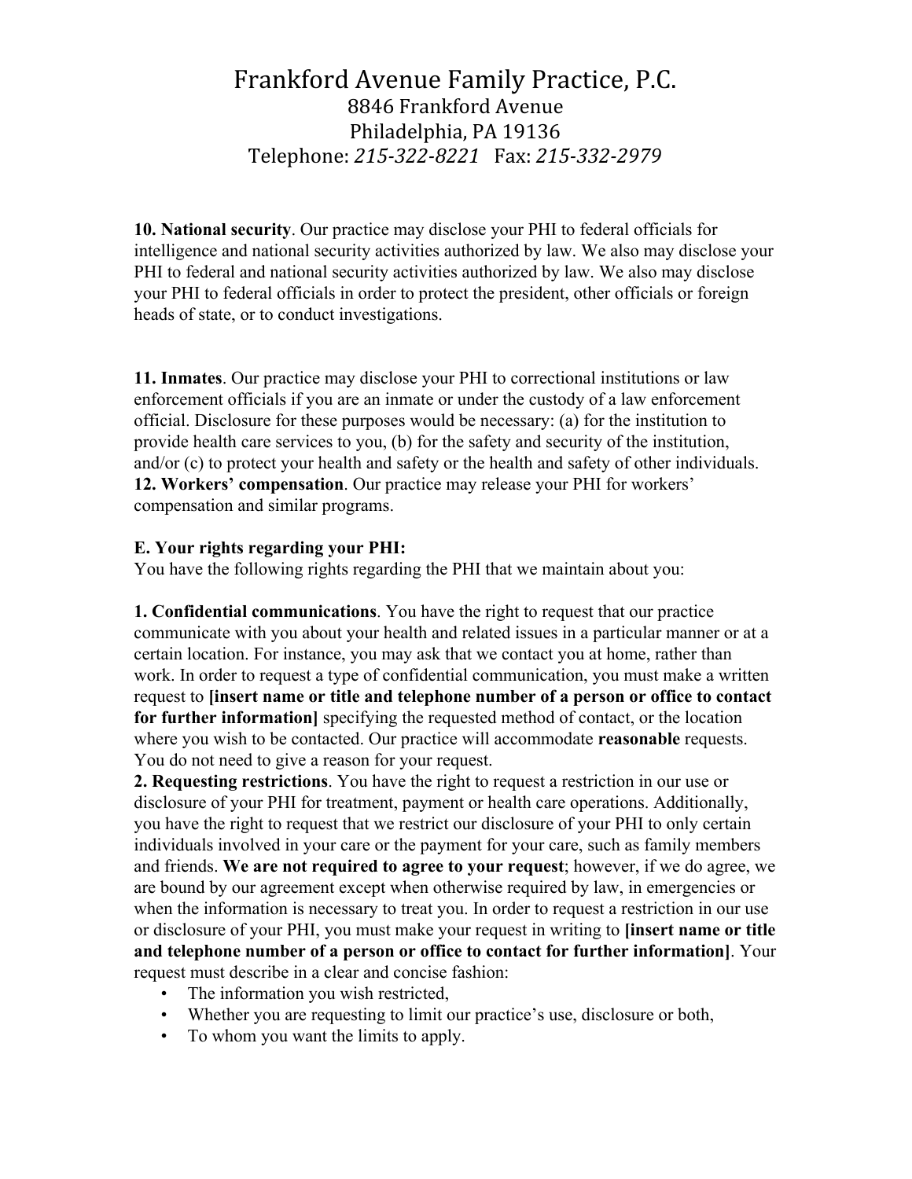**10. National security**. Our practice may disclose your PHI to federal officials for intelligence and national security activities authorized by law. We also may disclose your PHI to federal and national security activities authorized by law. We also may disclose your PHI to federal officials in order to protect the president, other officials or foreign heads of state, or to conduct investigations.

**11. Inmates**. Our practice may disclose your PHI to correctional institutions or law enforcement officials if you are an inmate or under the custody of a law enforcement official. Disclosure for these purposes would be necessary: (a) for the institution to provide health care services to you, (b) for the safety and security of the institution, and/or (c) to protect your health and safety or the health and safety of other individuals.

**12. Workers' compensation**. Our practice may release your PHI for workers' compensation and similar programs.

**E. Your rights regarding your PHI:**

You have the following rights regarding the PHI that we maintain about you:

**1. Confidential communications**. You have the right to request that our practice communicate with you about your health and related issues in a particular manner or at a certain location. For instance, you may ask that we contact you at home, rather than work. In order to request a type of confidential communication, you must make a written request to **[insert name or title and telephone number of a person or office to contact for further information]** specifying the requested method of contact, or the location where you wish to be contacted. Our practice will accommodate **reasonable** requests. You do not need to give a reason for your request.

**2. Requesting restrictions**. You have the right to request a restriction in our use or disclosure of your PHI for treatment, payment or health care operations. Additionally, you have the right to request that we restrict our disclosure of your PHI to only certain individuals involved in your care or the payment for your care, such as family members and friends. **We are not required to agree to your request**; however, if we do agree, we are bound by our agreement except when otherwise required by law, in emergencies or when the information is necessary to treat you. In order to request a restriction in our use or disclosure of your PHI, you must make your request in writing to **[insert name or title and telephone number of a person or office to contact for further information]**. Your request must describe in a clear and concise fashion:

- The information you wish restricted,
- Whether you are requesting to limit our practice's use, disclosure or both,
- To whom you want the limits to apply.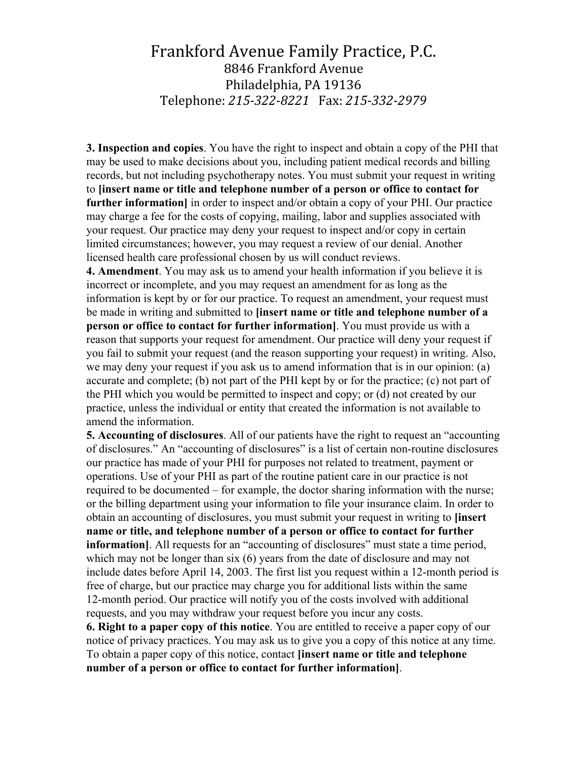# Frankford Avenue Family Practice, P.C.

8846 Frankford Avenue
Philadelphia, PA 19136
Telephone: *215-322-8221* Fax: *215-332-2979*

**3. Inspection and copies**. You have the right to inspect and obtain a copy of the PHI that may be used to make decisions about you, including patient medical records and billing records, but not including psychotherapy notes. You must submit your request in writing to **[insert name or title and telephone number of a person or office to contact for further information]** in order to inspect and/or obtain a copy of your PHI. Our practice may charge a fee for the costs of copying, mailing, labor and supplies associated with your request. Our practice may deny your request to inspect and/or copy in certain limited circumstances; however, you may request a review of our denial. Another licensed health care professional chosen by us will conduct reviews.

**4. Amendment**. You may ask us to amend your health information if you believe it is incorrect or incomplete, and you may request an amendment for as long as the information is kept by or for our practice. To request an amendment, your request must be made in writing and submitted to **[insert name or title and telephone number of a person or office to contact for further information]**. You must provide us with a reason that supports your request for amendment. Our practice will deny your request if you fail to submit your request (and the reason supporting your request) in writing. Also, we may deny your request if you ask us to amend information that is in our opinion: (a) accurate and complete; (b) not part of the PHI kept by or for the practice; (c) not part of the PHI which you would be permitted to inspect and copy; or (d) not created by our practice, unless the individual or entity that created the information is not available to amend the information.

**5. Accounting of disclosures**. All of our patients have the right to request an "accounting of disclosures." An "accounting of disclosures" is a list of certain non-routine disclosures our practice has made of your PHI for purposes not related to treatment, payment or operations. Use of your PHI as part of the routine patient care in our practice is not required to be documented – for example, the doctor sharing information with the nurse; or the billing department using your information to file your insurance claim. In order to obtain an accounting of disclosures, you must submit your request in writing to **[insert name or title, and telephone number of a person or office to contact for further information]**. All requests for an "accounting of disclosures" must state a time period, which may not be longer than six (6) years from the date of disclosure and may not include dates before April 14, 2003. The first list you request within a 12-month period is free of charge, but our practice may charge you for additional lists within the same 12-month period. Our practice will notify you of the costs involved with additional requests, and you may withdraw your request before you incur any costs.

**6. Right to a paper copy of this notice**. You are entitled to receive a paper copy of our notice of privacy practices. You may ask us to give you a copy of this notice at any time. To obtain a paper copy of this notice, contact **[insert name or title and telephone number of a person or office to contact for further information]**.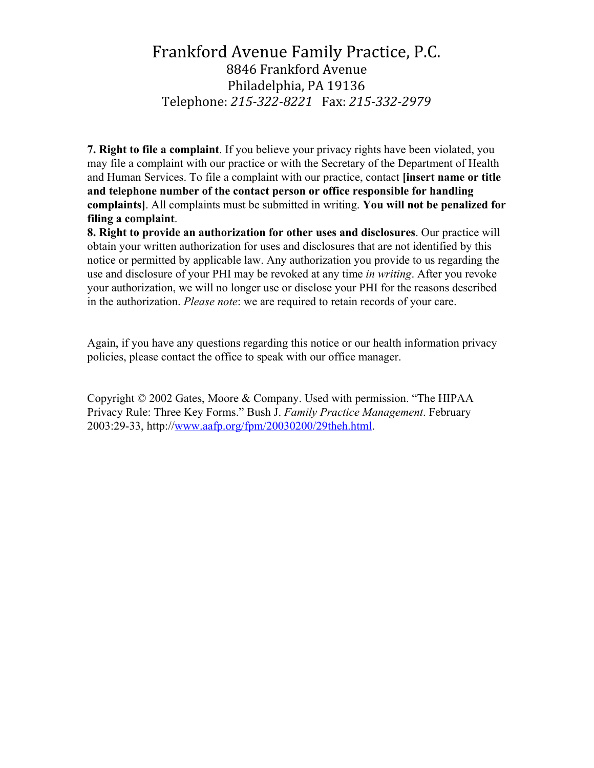# Frankford Avenue Family Practice, P.C.

8846 Frankford Avenue
Philadelphia, PA 19136
Telephone: *215-322-8221* Fax: *215-332-2979*

**7. Right to file a complaint**. If you believe your privacy rights have been violated, you may file a complaint with our practice or with the Secretary of the Department of Health and Human Services. To file a complaint with our practice, contact **[insert name or title and telephone number of the contact person or office responsible for handling complaints]**. All complaints must be submitted in writing. **You will not be penalized for filing a complaint**.

**8. Right to provide an authorization for other uses and disclosures**. Our practice will obtain your written authorization for uses and disclosures that are not identified by this notice or permitted by applicable law. Any authorization you provide to us regarding the use and disclosure of your PHI may be revoked at any time *in writing*. After you revoke your authorization, we will no longer use or disclose your PHI for the reasons described in the authorization. *Please note*: we are required to retain records of your care.

Again, if you have any questions regarding this notice or our health information privacy policies, please contact the office to speak with our office manager.

Copyright © 2002 Gates, Moore & Company. Used with permission. "The HIPAA Privacy Rule: Three Key Forms." Bush J. *Family Practice Management*. February 2003:29-33, http://www.aafp.org/fpm/20030200/29theh.html.